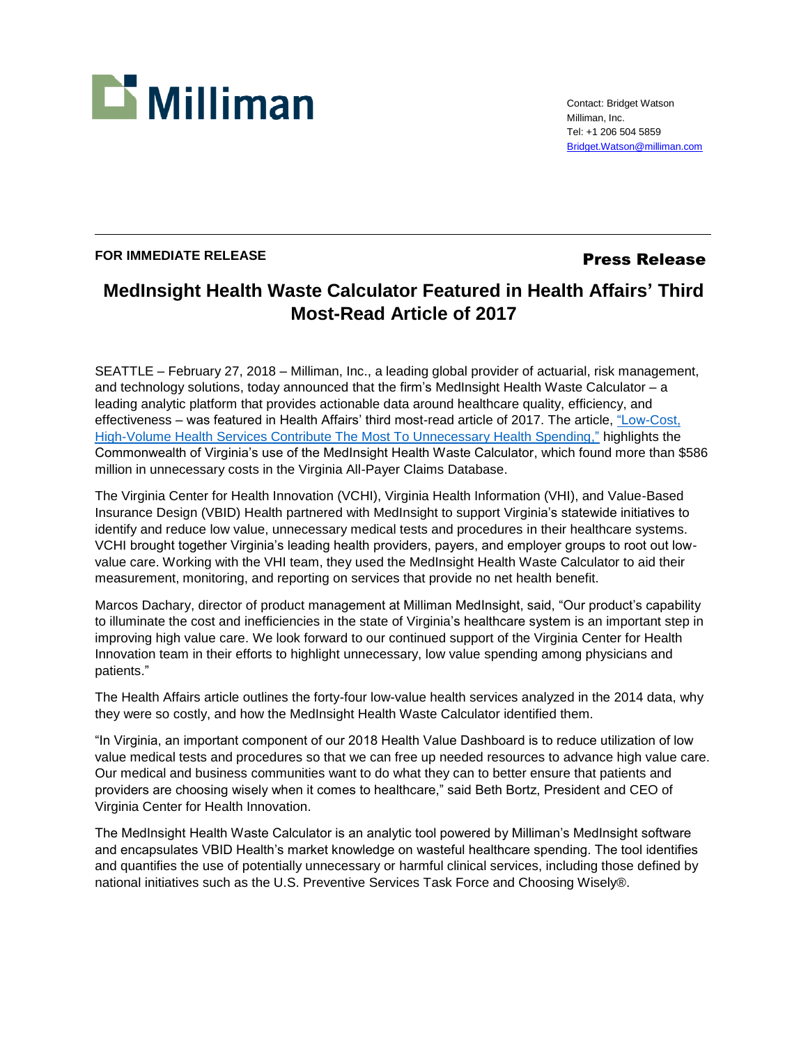Milliman

Contact: Bridget Watson
Milliman, Inc.
Tel: +1 206 504 5859
Bridget.Watson@milliman.com

---

**FOR IMMEDIATE RELEASE**

**Press Release**

# MedInsight Health Waste Calculator Featured in Health Affairs' Third Most-Read Article of 2017

SEATTLE – February 27, 2018 – Milliman, Inc., a leading global provider of actuarial, risk management, and technology solutions, today announced that the firm's MedInsight Health Waste Calculator – a leading analytic platform that provides actionable data around healthcare quality, efficiency, and effectiveness – was featured in Health Affairs' third most-read article of 2017. The article, "Low-Cost, High-Volume Health Services Contribute The Most To Unnecessary Health Spending," highlights the Commonwealth of Virginia's use of the MedInsight Health Waste Calculator, which found more than $586 million in unnecessary costs in the Virginia All-Payer Claims Database.

The Virginia Center for Health Innovation (VCHI), Virginia Health Information (VHI), and Value-Based Insurance Design (VBID) Health partnered with MedInsight to support Virginia's statewide initiatives to identify and reduce low value, unnecessary medical tests and procedures in their healthcare systems. VCHI brought together Virginia's leading health providers, payers, and employer groups to root out low-value care. Working with the VHI team, they used the MedInsight Health Waste Calculator to aid their measurement, monitoring, and reporting on services that provide no net health benefit.

Marcos Dachary, director of product management at Milliman MedInsight, said, "Our product's capability to illuminate the cost and inefficiencies in the state of Virginia's healthcare system is an important step in improving high value care. We look forward to our continued support of the Virginia Center for Health Innovation team in their efforts to highlight unnecessary, low value spending among physicians and patients."

The Health Affairs article outlines the forty-four low-value health services analyzed in the 2014 data, why they were so costly, and how the MedInsight Health Waste Calculator identified them.

"In Virginia, an important component of our 2018 Health Value Dashboard is to reduce utilization of low value medical tests and procedures so that we can free up needed resources to advance high value care. Our medical and business communities want to do what they can to better ensure that patients and providers are choosing wisely when it comes to healthcare," said Beth Bortz, President and CEO of Virginia Center for Health Innovation.

The MedInsight Health Waste Calculator is an analytic tool powered by Milliman's MedInsight software and encapsulates VBID Health's market knowledge on wasteful healthcare spending. The tool identifies and quantifies the use of potentially unnecessary or harmful clinical services, including those defined by national initiatives such as the U.S. Preventive Services Task Force and Choosing Wisely®.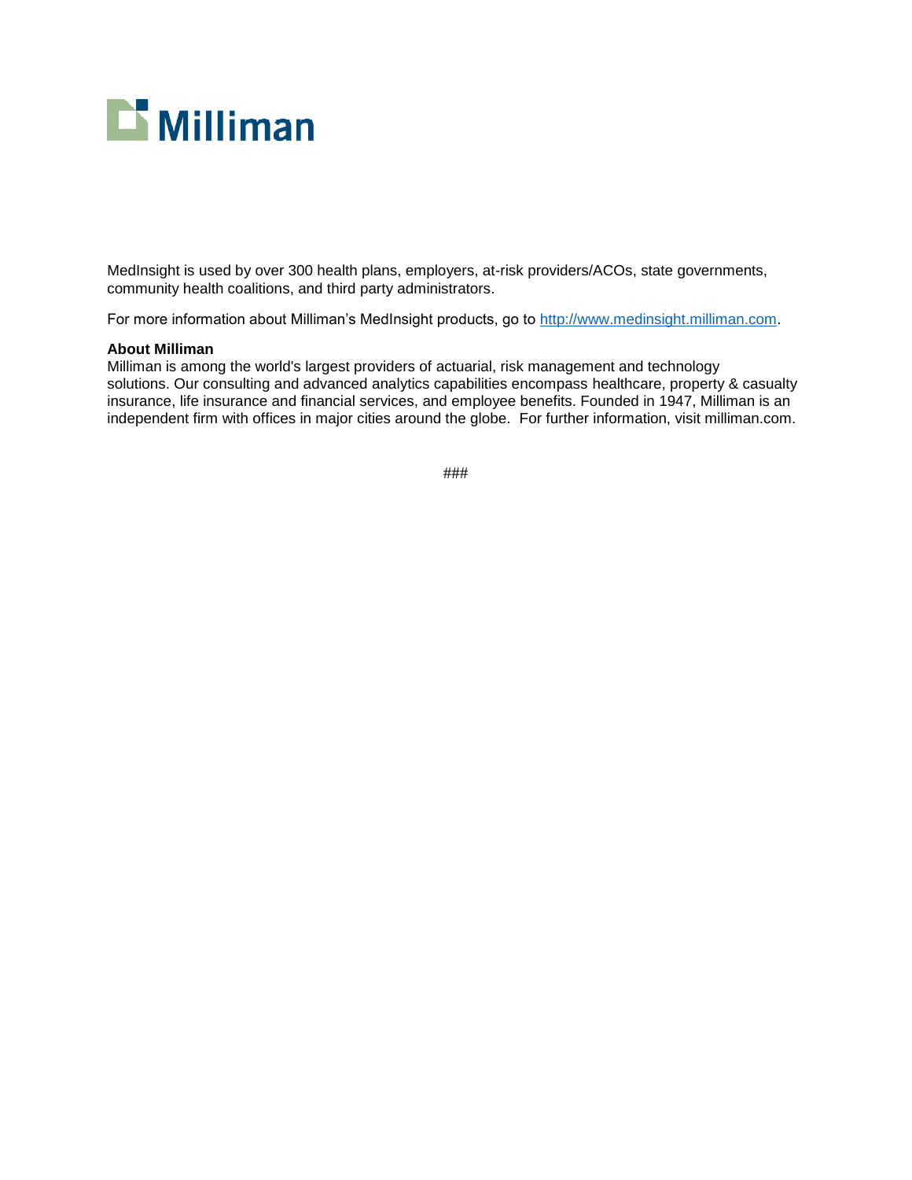Milliman

MedInsight is used by over 300 health plans, employers, at-risk providers/ACOs, state governments, community health coalitions, and third party administrators.

For more information about Milliman's MedInsight products, go to http://www.medinsight.milliman.com.

**About Milliman**
Milliman is among the world's largest providers of actuarial, risk management and technology solutions. Our consulting and advanced analytics capabilities encompass healthcare, property & casualty insurance, life insurance and financial services, and employee benefits. Founded in 1947, Milliman is an independent firm with offices in major cities around the globe. For further information, visit milliman.com.

###